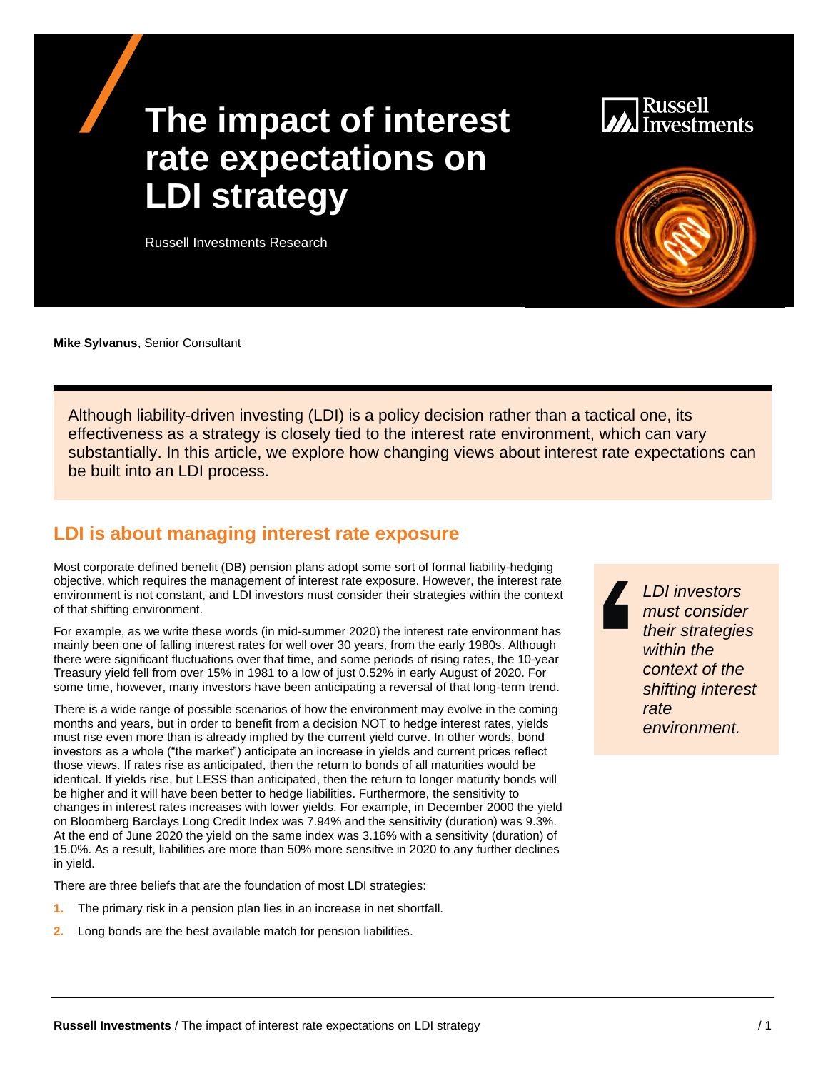# The impact of interest rate expectations on LDI strategy

Russell Investments Research

**Mike Sylvanus**, Senior Consultant

Although liability-driven investing (LDI) is a policy decision rather than a tactical one, its effectiveness as a strategy is closely tied to the interest rate environment, which can vary substantially. In this article, we explore how changing views about interest rate expectations can be built into an LDI process.

## LDI is about managing interest rate exposure

Most corporate defined benefit (DB) pension plans adopt some sort of formal liability-hedging objective, which requires the management of interest rate exposure. However, the interest rate environment is not constant, and LDI investors must consider their strategies within the context of that shifting environment.

> *LDI investors must consider their strategies within the context of the shifting interest rate environment.*

For example, as we write these words (in mid-summer 2020) the interest rate environment has mainly been one of falling interest rates for well over 30 years, from the early 1980s. Although there were significant fluctuations over that time, and some periods of rising rates, the 10-year Treasury yield fell from over 15% in 1981 to a low of just 0.52% in early August of 2020. For some time, however, many investors have been anticipating a reversal of that long-term trend.

There is a wide range of possible scenarios of how the environment may evolve in the coming months and years, but in order to benefit from a decision NOT to hedge interest rates, yields must rise even more than is already implied by the current yield curve. In other words, bond investors as a whole ("the market") anticipate an increase in yields and current prices reflect those views. If rates rise as anticipated, then the return to bonds of all maturities would be identical. If yields rise, but LESS than anticipated, then the return to longer maturity bonds will be higher and it will have been better to hedge liabilities. Furthermore, the sensitivity to changes in interest rates increases with lower yields. For example, in December 2000 the yield on Bloomberg Barclays Long Credit Index was 7.94% and the sensitivity (duration) was 9.3%. At the end of June 2020 the yield on the same index was 3.16% with a sensitivity (duration) of 15.0%. As a result, liabilities are more than 50% more sensitive in 2020 to any further declines in yield.

There are three beliefs that are the foundation of most LDI strategies:

1. The primary risk in a pension plan lies in an increase in net shortfall.
2. Long bonds are the best available match for pension liabilities.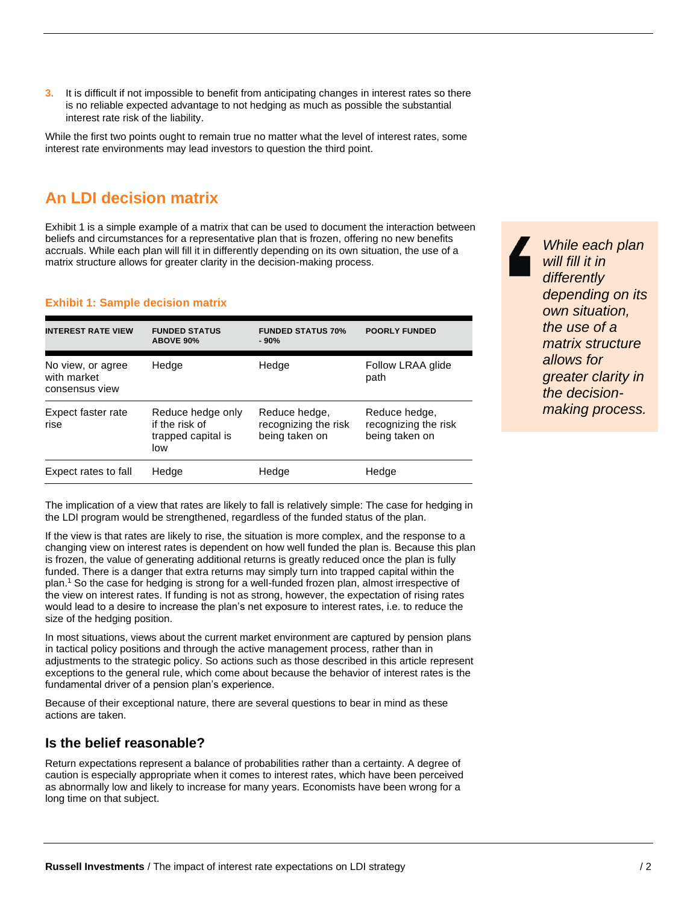3. It is difficult if not impossible to benefit from anticipating changes in interest rates so there is no reliable expected advantage to not hedging as much as possible the substantial interest rate risk of the liability.

While the first two points ought to remain true no matter what the level of interest rates, some interest rate environments may lead investors to question the third point.

## An LDI decision matrix

Exhibit 1 is a simple example of a matrix that can be used to document the interaction between beliefs and circumstances for a representative plan that is frozen, offering no new benefits accruals. While each plan will fill it in differently depending on its own situation, the use of a matrix structure allows for greater clarity in the decision-making process.

> *While each plan will fill it in differently depending on its own situation, the use of a matrix structure allows for greater clarity in the decision-making process.*

### Exhibit 1: Sample decision matrix

| INTEREST RATE VIEW | FUNDED STATUS ABOVE 90% | FUNDED STATUS 70% - 90% | POORLY FUNDED |
|---|---|---|---|
| No view, or agree with market consensus view | Hedge | Hedge | Follow LRAA glide path |
| Expect faster rate rise | Reduce hedge only if the risk of trapped capital is low | Reduce hedge, recognizing the risk being taken on | Reduce hedge, recognizing the risk being taken on |
| Expect rates to fall | Hedge | Hedge | Hedge |

The implication of a view that rates are likely to fall is relatively simple: The case for hedging in the LDI program would be strengthened, regardless of the funded status of the plan.

If the view is that rates are likely to rise, the situation is more complex, and the response to a changing view on interest rates is dependent on how well funded the plan is. Because this plan is frozen, the value of generating additional returns is greatly reduced once the plan is fully funded. There is a danger that extra returns may simply turn into trapped capital within the plan.[1] So the case for hedging is strong for a well-funded frozen plan, almost irrespective of the view on interest rates. If funding is not as strong, however, the expectation of rising rates would lead to a desire to increase the plan's net exposure to interest rates, i.e. to reduce the size of the hedging position.

In most situations, views about the current market environment are captured by pension plans in tactical policy positions and through the active management process, rather than in adjustments to the strategic policy. So actions such as those described in this article represent exceptions to the general rule, which come about because the behavior of interest rates is the fundamental driver of a pension plan's experience.

Because of their exceptional nature, there are several questions to bear in mind as these actions are taken.

### Is the belief reasonable?

Return expectations represent a balance of probabilities rather than a certainty. A degree of caution is especially appropriate when it comes to interest rates, which have been perceived as abnormally low and likely to increase for many years. Economists have been wrong for a long time on that subject.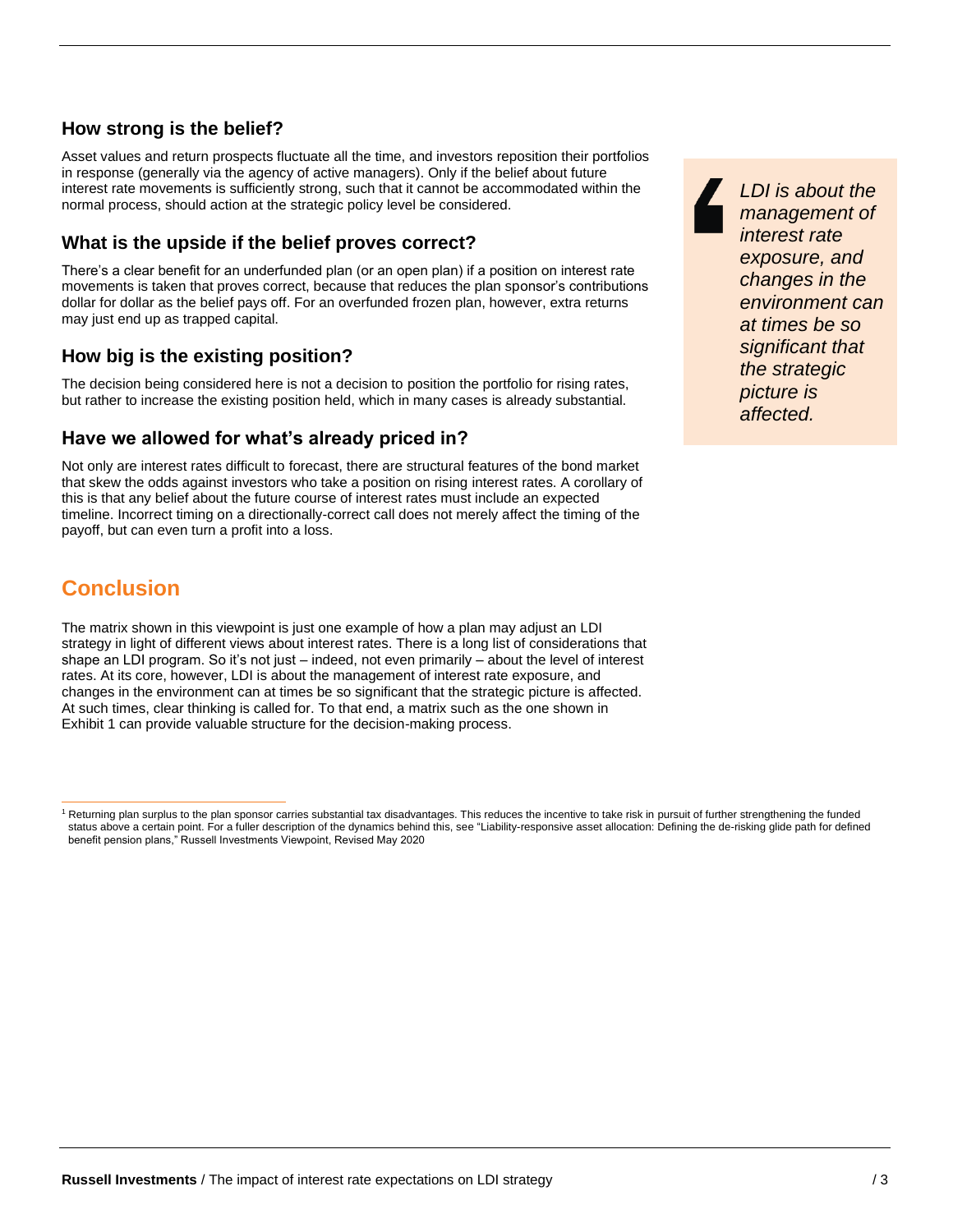### How strong is the belief?

Asset values and return prospects fluctuate all the time, and investors reposition their portfolios in response (generally via the agency of active managers). Only if the belief about future interest rate movements is sufficiently strong, such that it cannot be accommodated within the normal process, should action at the strategic policy level be considered.

### What is the upside if the belief proves correct?

There's a clear benefit for an underfunded plan (or an open plan) if a position on interest rate movements is taken that proves correct, because that reduces the plan sponsor's contributions dollar for dollar as the belief pays off. For an overfunded frozen plan, however, extra returns may just end up as trapped capital.

### How big is the existing position?

The decision being considered here is not a decision to position the portfolio for rising rates, but rather to increase the existing position held, which in many cases is already substantial.

### Have we allowed for what's already priced in?

Not only are interest rates difficult to forecast, there are structural features of the bond market that skew the odds against investors who take a position on rising interest rates. A corollary of this is that any belief about the future course of interest rates must include an expected timeline. Incorrect timing on a directionally-correct call does not merely affect the timing of the payoff, but can even turn a profit into a loss.

> *LDI is about the management of interest rate exposure, and changes in the environment can at times be so significant that the strategic picture is affected.*

## Conclusion

The matrix shown in this viewpoint is just one example of how a plan may adjust an LDI strategy in light of different views about interest rates. There is a long list of considerations that shape an LDI program. So it's not just – indeed, not even primarily – about the level of interest rates. At its core, however, LDI is about the management of interest rate exposure, and changes in the environment can at times be so significant that the strategic picture is affected. At such times, clear thinking is called for. To that end, a matrix such as the one shown in Exhibit 1 can provide valuable structure for the decision-making process.

---

[1] Returning plan surplus to the plan sponsor carries substantial tax disadvantages. This reduces the incentive to take risk in pursuit of further strengthening the funded status above a certain point. For a fuller description of the dynamics behind this, see "Liability-responsive asset allocation: Defining the de-risking glide path for defined benefit pension plans," Russell Investments Viewpoint, Revised May 2020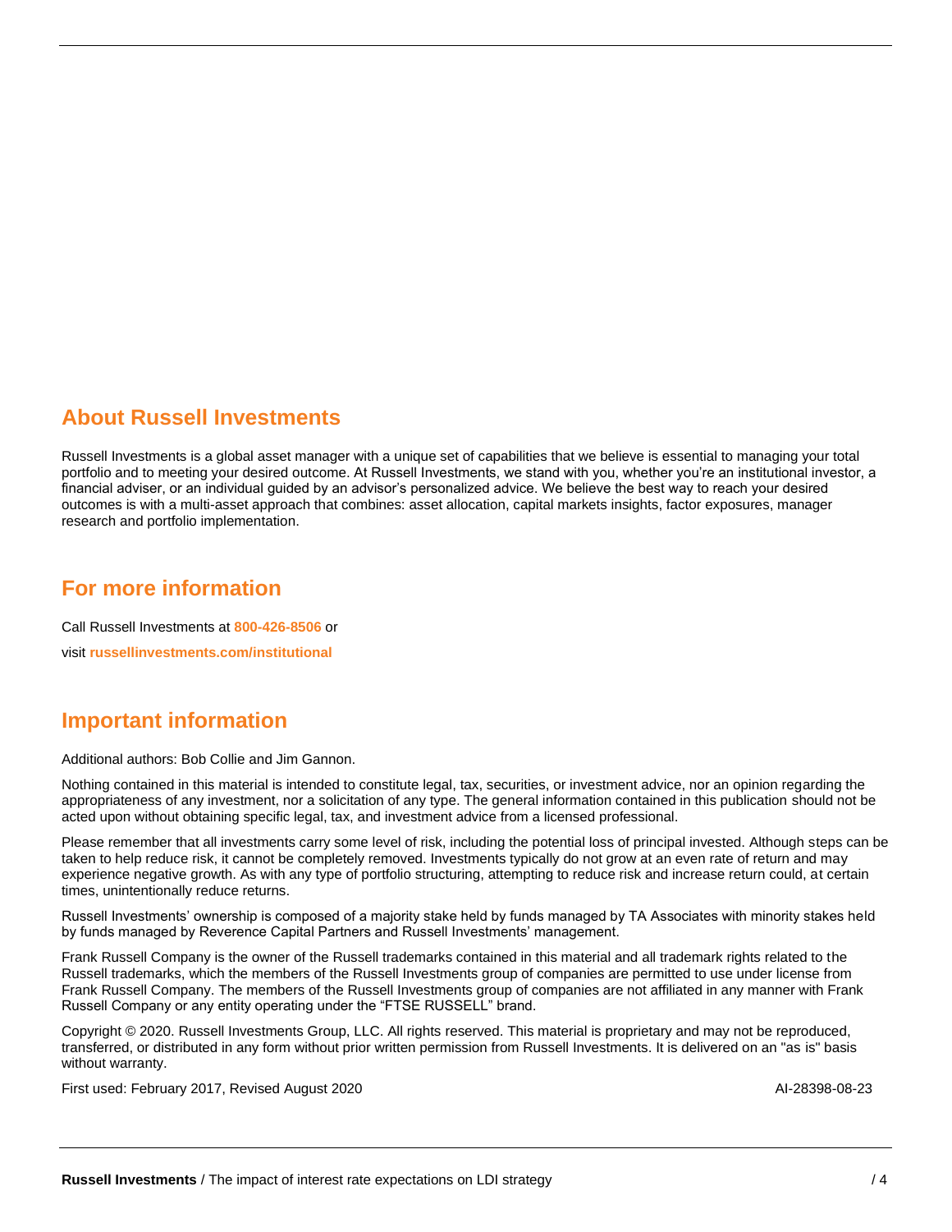## About Russell Investments

Russell Investments is a global asset manager with a unique set of capabilities that we believe is essential to managing your total portfolio and to meeting your desired outcome. At Russell Investments, we stand with you, whether you're an institutional investor, a financial adviser, or an individual guided by an advisor's personalized advice. We believe the best way to reach your desired outcomes is with a multi-asset approach that combines: asset allocation, capital markets insights, factor exposures, manager research and portfolio implementation.

## For more information

Call Russell Investments at **800-426-8506** or

visit **russellinvestments.com/institutional**

## Important information

Additional authors: Bob Collie and Jim Gannon.

Nothing contained in this material is intended to constitute legal, tax, securities, or investment advice, nor an opinion regarding the appropriateness of any investment, nor a solicitation of any type. The general information contained in this publication should not be acted upon without obtaining specific legal, tax, and investment advice from a licensed professional.

Please remember that all investments carry some level of risk, including the potential loss of principal invested. Although steps can be taken to help reduce risk, it cannot be completely removed. Investments typically do not grow at an even rate of return and may experience negative growth. As with any type of portfolio structuring, attempting to reduce risk and increase return could, at certain times, unintentionally reduce returns.

Russell Investments' ownership is composed of a majority stake held by funds managed by TA Associates with minority stakes held by funds managed by Reverence Capital Partners and Russell Investments' management.

Frank Russell Company is the owner of the Russell trademarks contained in this material and all trademark rights related to the Russell trademarks, which the members of the Russell Investments group of companies are permitted to use under license from Frank Russell Company. The members of the Russell Investments group of companies are not affiliated in any manner with Frank Russell Company or any entity operating under the "FTSE RUSSELL" brand.

Copyright © 2020. Russell Investments Group, LLC. All rights reserved. This material is proprietary and may not be reproduced, transferred, or distributed in any form without prior written permission from Russell Investments. It is delivered on an "as is" basis without warranty.

First used: February 2017, Revised August 2020

AI-28398-08-23